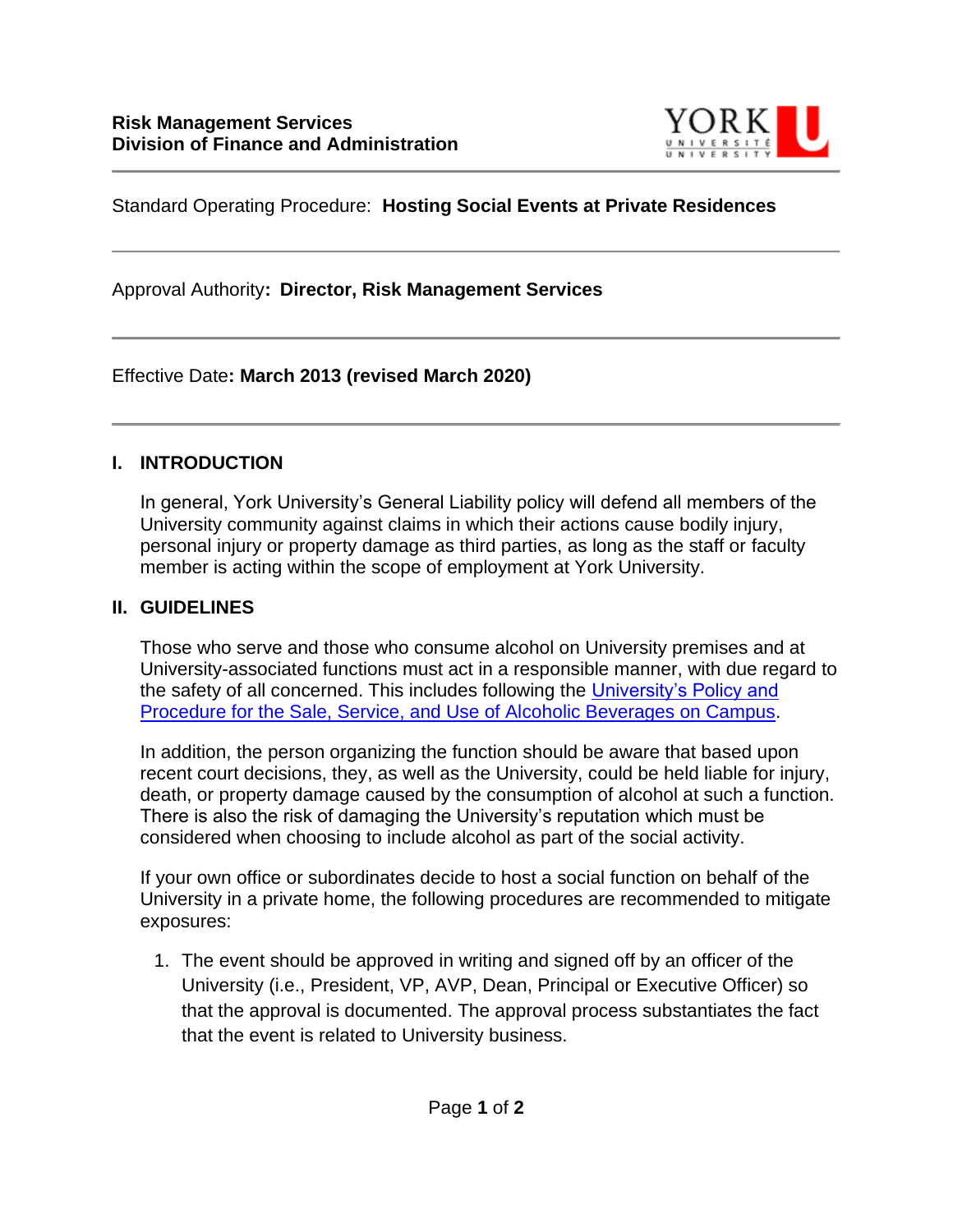**Risk Management Services**
**Division of Finance and Administration**

Standard Operating Procedure: **Hosting Social Events at Private Residences**

---

Approval Authority**: Director, Risk Management Services**

---

Effective Date**: March 2013 (revised March 2020)**

---

## I. INTRODUCTION

In general, York University's General Liability policy will defend all members of the University community against claims in which their actions cause bodily injury, personal injury or property damage as third parties, as long as the staff or faculty member is acting within the scope of employment at York University.

## II. GUIDELINES

Those who serve and those who consume alcohol on University premises and at University-associated functions must act in a responsible manner, with due regard to the safety of all concerned. This includes following the University's Policy and Procedure for the Sale, Service, and Use of Alcoholic Beverages on Campus.

In addition, the person organizing the function should be aware that based upon recent court decisions, they, as well as the University, could be held liable for injury, death, or property damage caused by the consumption of alcohol at such a function. There is also the risk of damaging the University's reputation which must be considered when choosing to include alcohol as part of the social activity.

If your own office or subordinates decide to host a social function on behalf of the University in a private home, the following procedures are recommended to mitigate exposures:

1. The event should be approved in writing and signed off by an officer of the University (i.e., President, VP, AVP, Dean, Principal or Executive Officer) so that the approval is documented. The approval process substantiates the fact that the event is related to University business.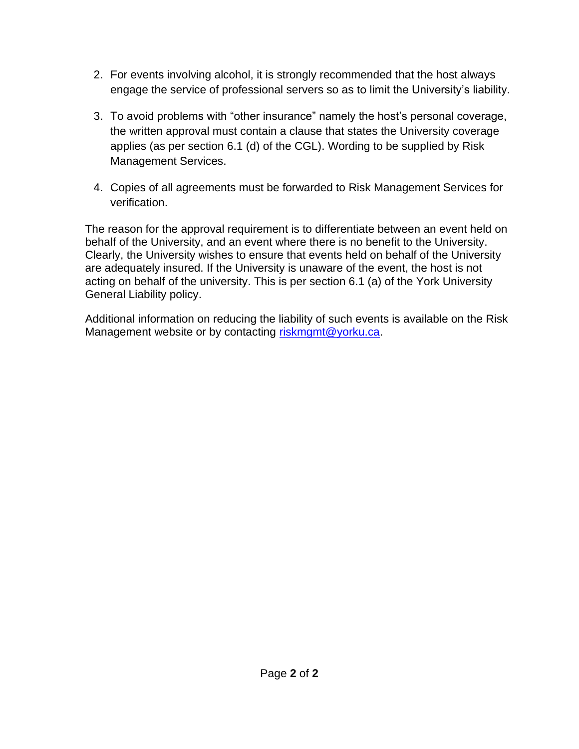2. For events involving alcohol, it is strongly recommended that the host always engage the service of professional servers so as to limit the University's liability.

3. To avoid problems with "other insurance" namely the host's personal coverage, the written approval must contain a clause that states the University coverage applies (as per section 6.1 (d) of the CGL). Wording to be supplied by Risk Management Services.

4. Copies of all agreements must be forwarded to Risk Management Services for verification.

The reason for the approval requirement is to differentiate between an event held on behalf of the University, and an event where there is no benefit to the University. Clearly, the University wishes to ensure that events held on behalf of the University are adequately insured. If the University is unaware of the event, the host is not acting on behalf of the university. This is per section 6.1 (a) of the York University General Liability policy.

Additional information on reducing the liability of such events is available on the Risk Management website or by contacting [riskmgmt@yorku.ca](mailto:riskmgmt@yorku.ca).